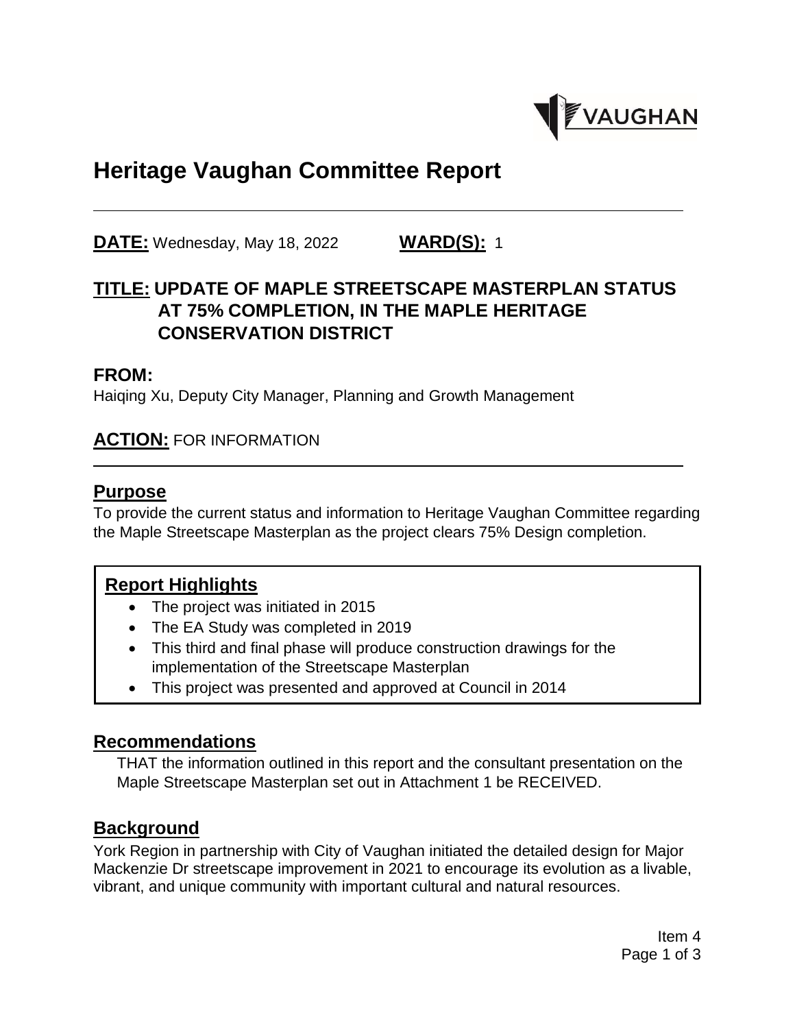# Heritage Vaughan Committee Report

**DATE:** Wednesday, May 18, 2022 **WARD(S):** 1

## TITLE: UPDATE OF MAPLE STREETSCAPE MASTERPLAN STATUS AT 75% COMPLETION, IN THE MAPLE HERITAGE CONSERVATION DISTRICT

## FROM:

Haiqing Xu, Deputy City Manager, Planning and Growth Management

## ACTION: FOR INFORMATION

## Purpose

To provide the current status and information to Heritage Vaughan Committee regarding the Maple Streetscape Masterplan as the project clears 75% Design completion.

## Report Highlights

- The project was initiated in 2015
- The EA Study was completed in 2019
- This third and final phase will produce construction drawings for the implementation of the Streetscape Masterplan
- This project was presented and approved at Council in 2014

## Recommendations

THAT the information outlined in this report and the consultant presentation on the Maple Streetscape Masterplan set out in Attachment 1 be RECEIVED.

## Background

York Region in partnership with City of Vaughan initiated the detailed design for Major Mackenzie Dr streetscape improvement in 2021 to encourage its evolution as a livable, vibrant, and unique community with important cultural and natural resources.

Item 4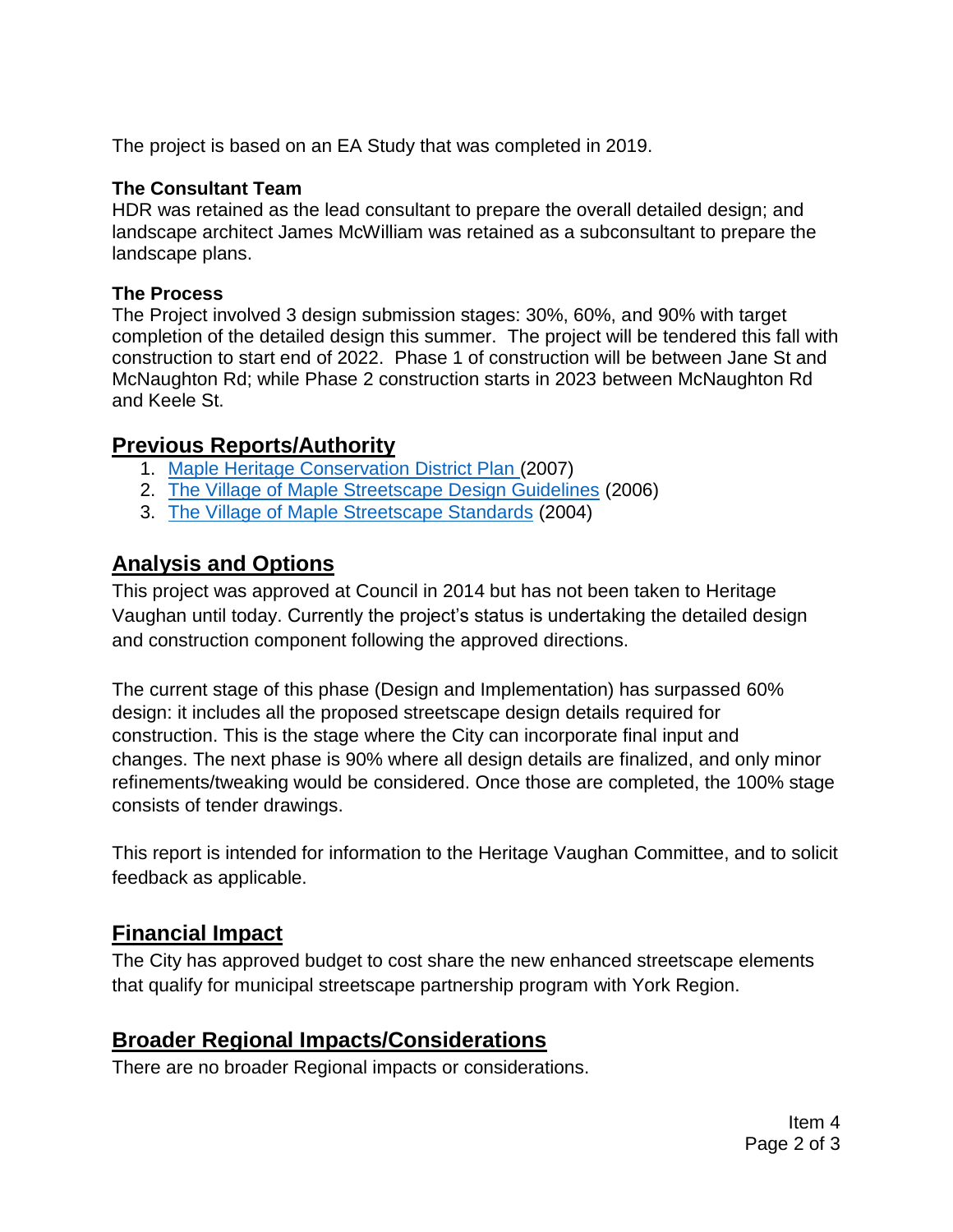The project is based on an EA Study that was completed in 2019.

**The Consultant Team**
HDR was retained as the lead consultant to prepare the overall detailed design; and landscape architect James McWilliam was retained as a subconsultant to prepare the landscape plans.

**The Process**
The Project involved 3 design submission stages: 30%, 60%, and 90% with target completion of the detailed design this summer. The project will be tendered this fall with construction to start end of 2022. Phase 1 of construction will be between Jane St and McNaughton Rd; while Phase 2 construction starts in 2023 between McNaughton Rd and Keele St.

## Previous Reports/Authority

1. Maple Heritage Conservation District Plan (2007)
2. The Village of Maple Streetscape Design Guidelines (2006)
3. The Village of Maple Streetscape Standards (2004)

## Analysis and Options

This project was approved at Council in 2014 but has not been taken to Heritage Vaughan until today. Currently the project's status is undertaking the detailed design and construction component following the approved directions.

The current stage of this phase (Design and Implementation) has surpassed 60% design: it includes all the proposed streetscape design details required for construction. This is the stage where the City can incorporate final input and changes. The next phase is 90% where all design details are finalized, and only minor refinements/tweaking would be considered. Once those are completed, the 100% stage consists of tender drawings.

This report is intended for information to the Heritage Vaughan Committee, and to solicit feedback as applicable.

## Financial Impact

The City has approved budget to cost share the new enhanced streetscape elements that qualify for municipal streetscape partnership program with York Region.

## Broader Regional Impacts/Considerations

There are no broader Regional impacts or considerations.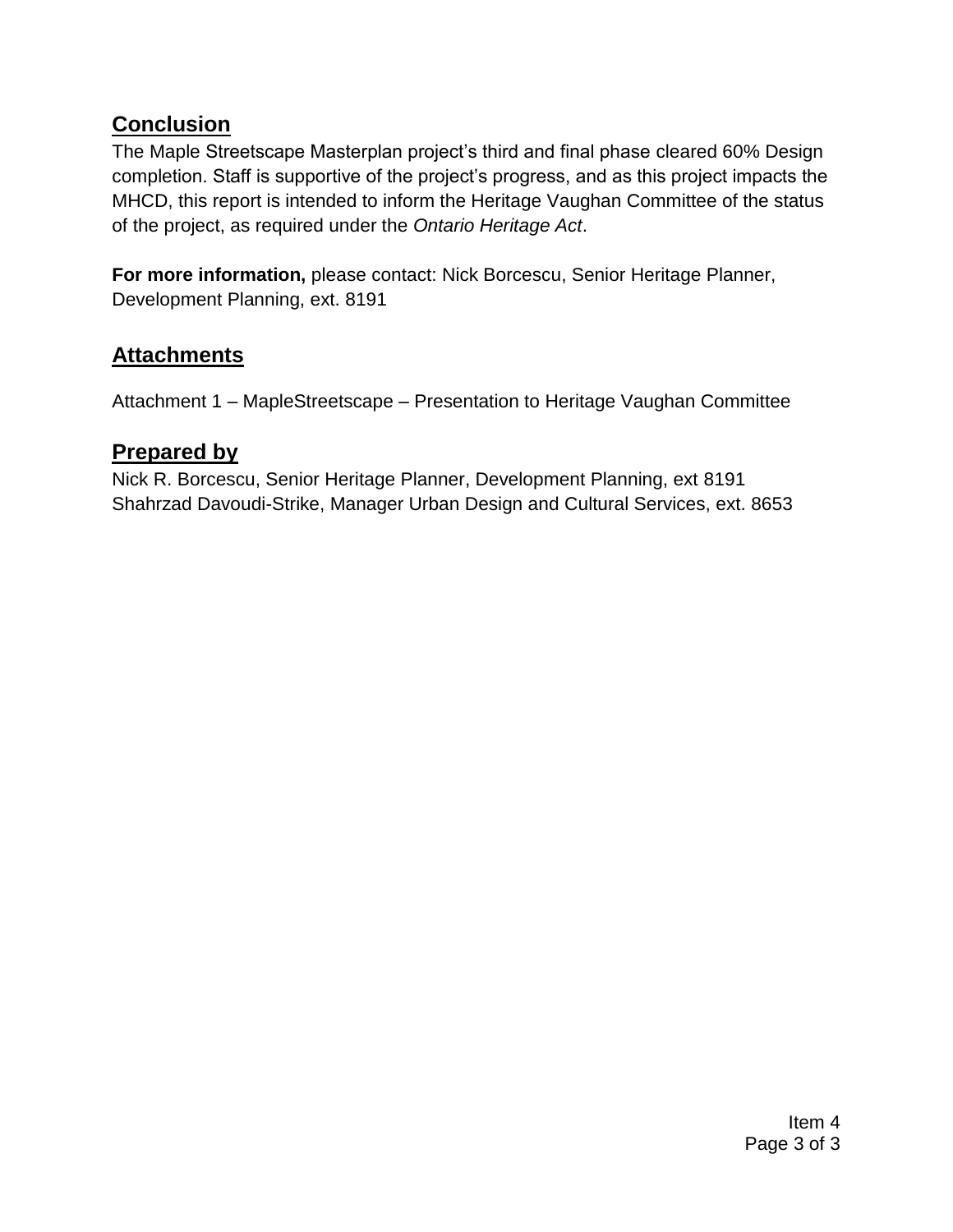## Conclusion

The Maple Streetscape Masterplan project's third and final phase cleared 60% Design completion. Staff is supportive of the project's progress, and as this project impacts the MHCD, this report is intended to inform the Heritage Vaughan Committee of the status of the project, as required under the *Ontario Heritage Act*.

**For more information,** please contact: Nick Borcescu, Senior Heritage Planner, Development Planning, ext. 8191

## Attachments

Attachment 1 – MapleStreetscape – Presentation to Heritage Vaughan Committee

## Prepared by

Nick R. Borcescu, Senior Heritage Planner, Development Planning, ext 8191
Shahrzad Davoudi-Strike, Manager Urban Design and Cultural Services, ext. 8653